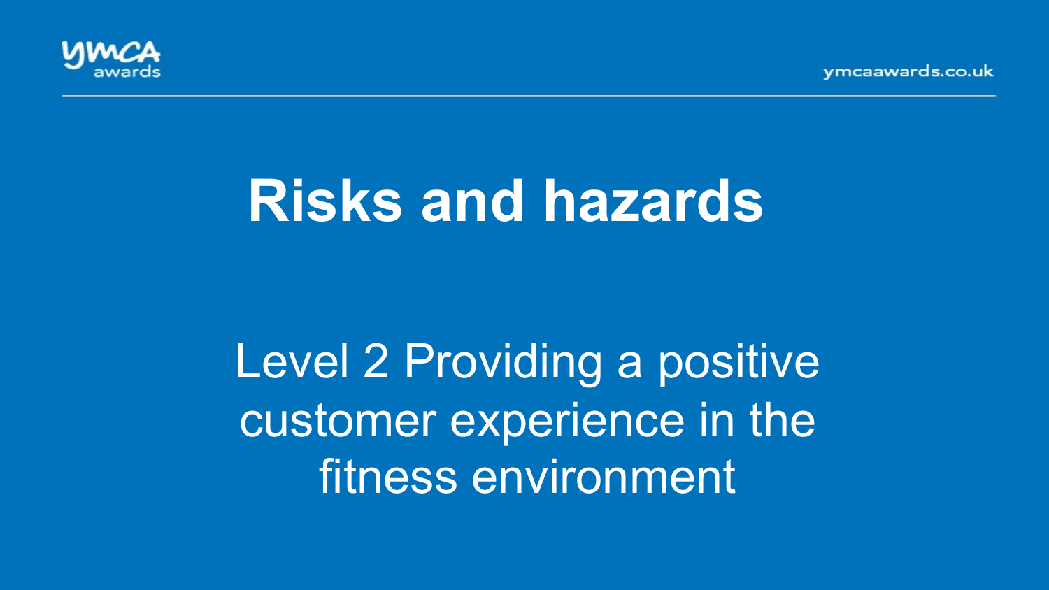# Risks and hazards

Level 2 Providing a positive customer experience in the fitness environment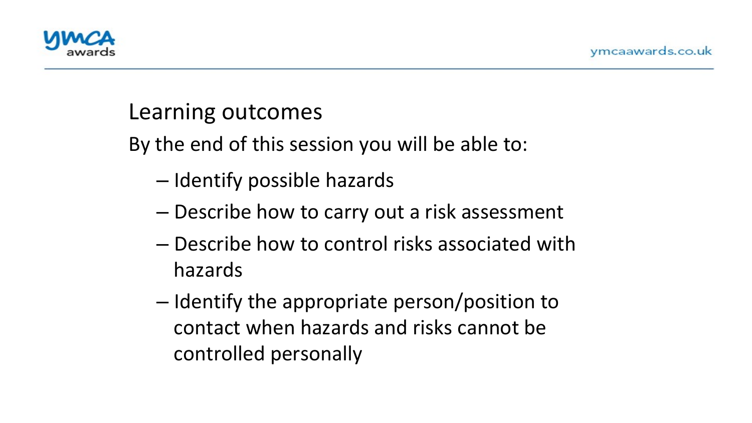## Learning outcomes

By the end of this session you will be able to:

- Identify possible hazards
- Describe how to carry out a risk assessment
- Describe how to control risks associated with hazards
- Identify the appropriate person/position to contact when hazards and risks cannot be controlled personally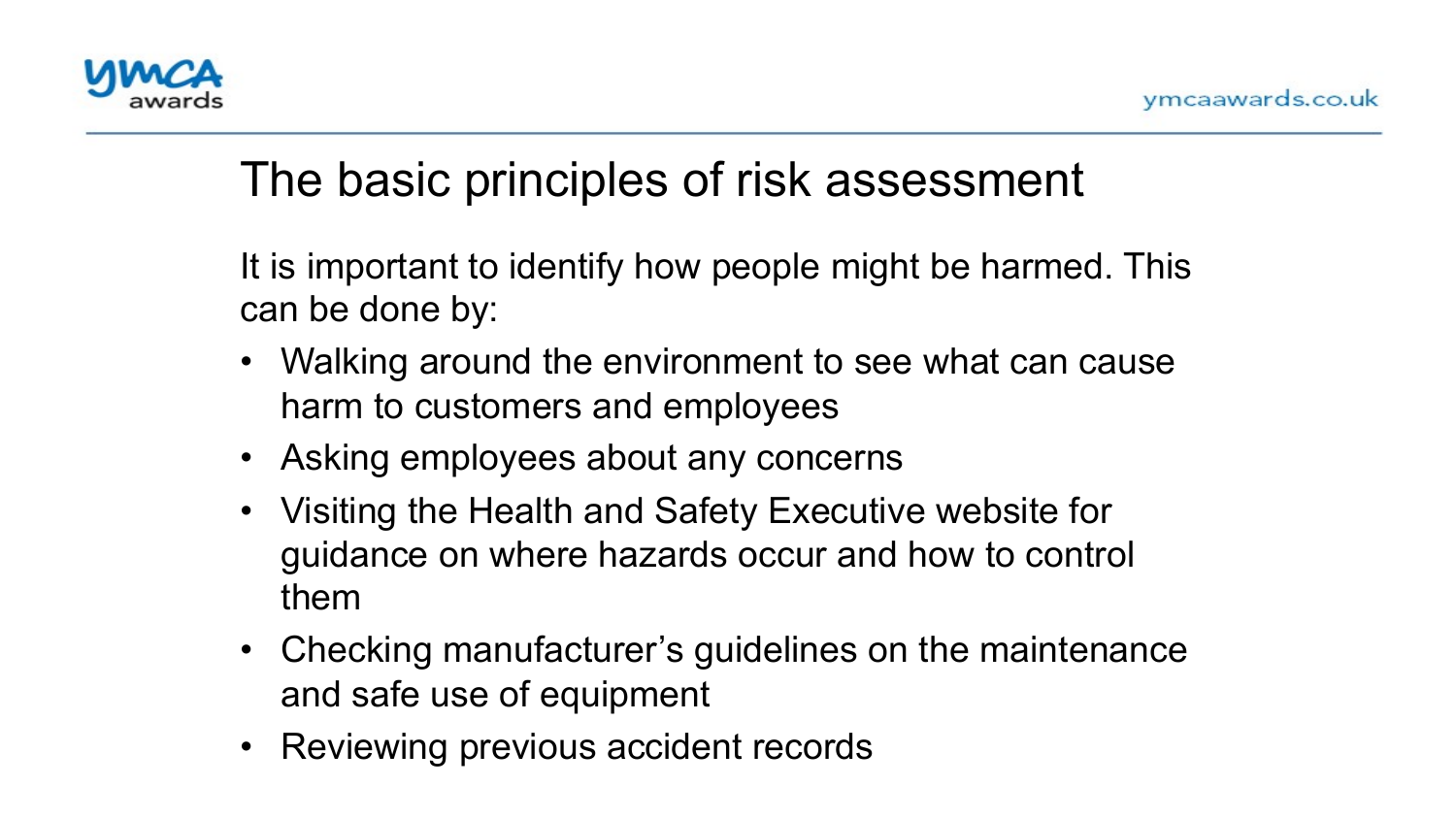# The basic principles of risk assessment

It is important to identify how people might be harmed. This can be done by:

- Walking around the environment to see what can cause harm to customers and employees
- Asking employees about any concerns
- Visiting the Health and Safety Executive website for guidance on where hazards occur and how to control them
- Checking manufacturer's guidelines on the maintenance and safe use of equipment
- Reviewing previous accident records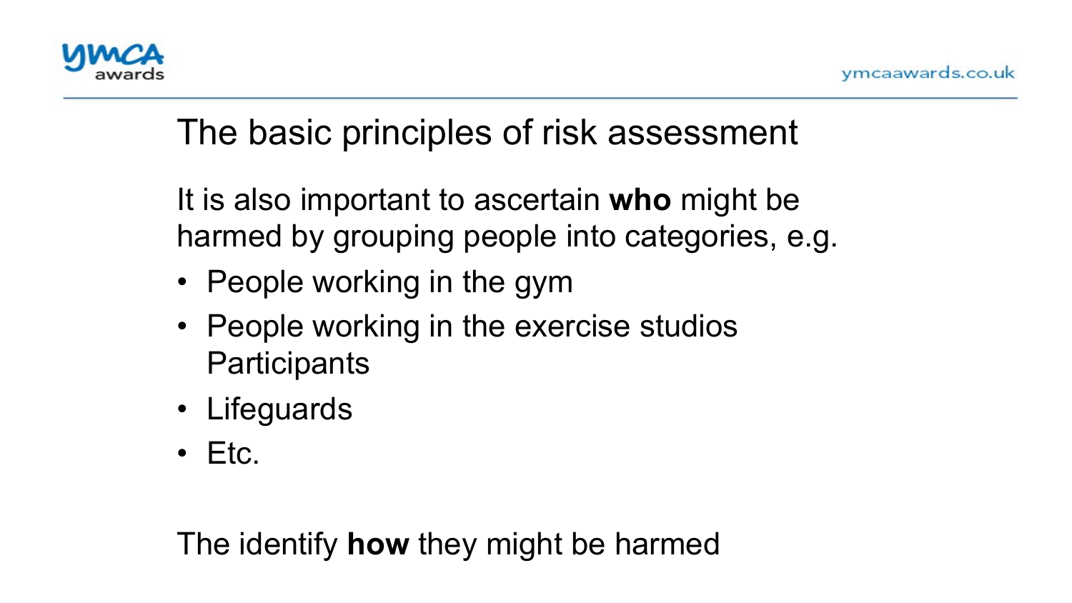# The basic principles of risk assessment

It is also important to ascertain **who** might be harmed by grouping people into categories, e.g.

- People working in the gym
- People working in the exercise studios Participants
- Lifeguards
- Etc.

The identify **how** they might be harmed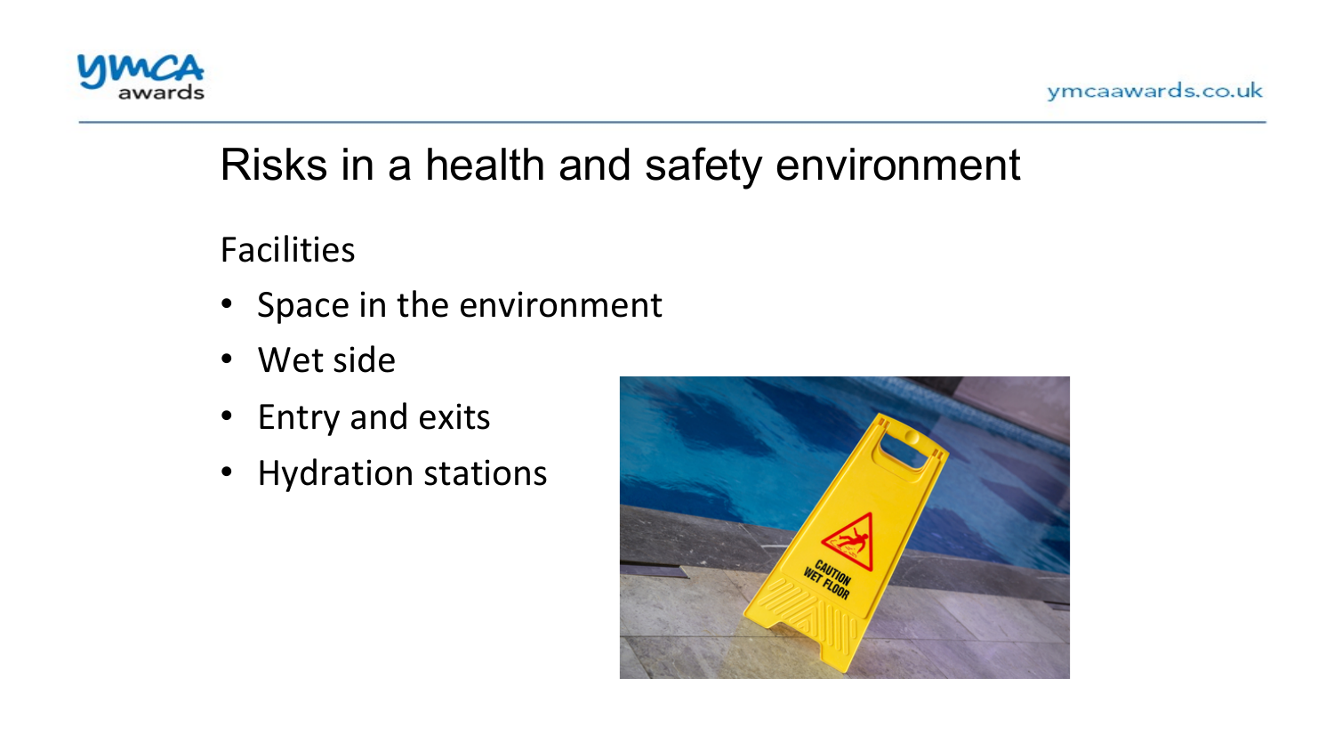# Risks in a health and safety environment

Facilities

- Space in the environment
- Wet side
- Entry and exits
- Hydration stations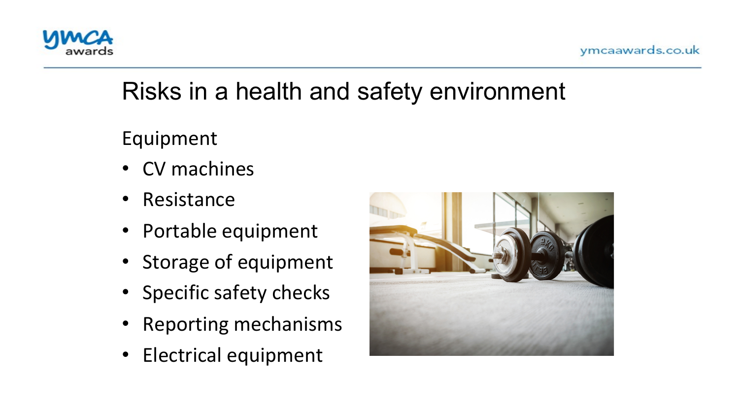# Risks in a health and safety environment

Equipment

- CV machines
- Resistance
- Portable equipment
- Storage of equipment
- Specific safety checks
- Reporting mechanisms
- Electrical equipment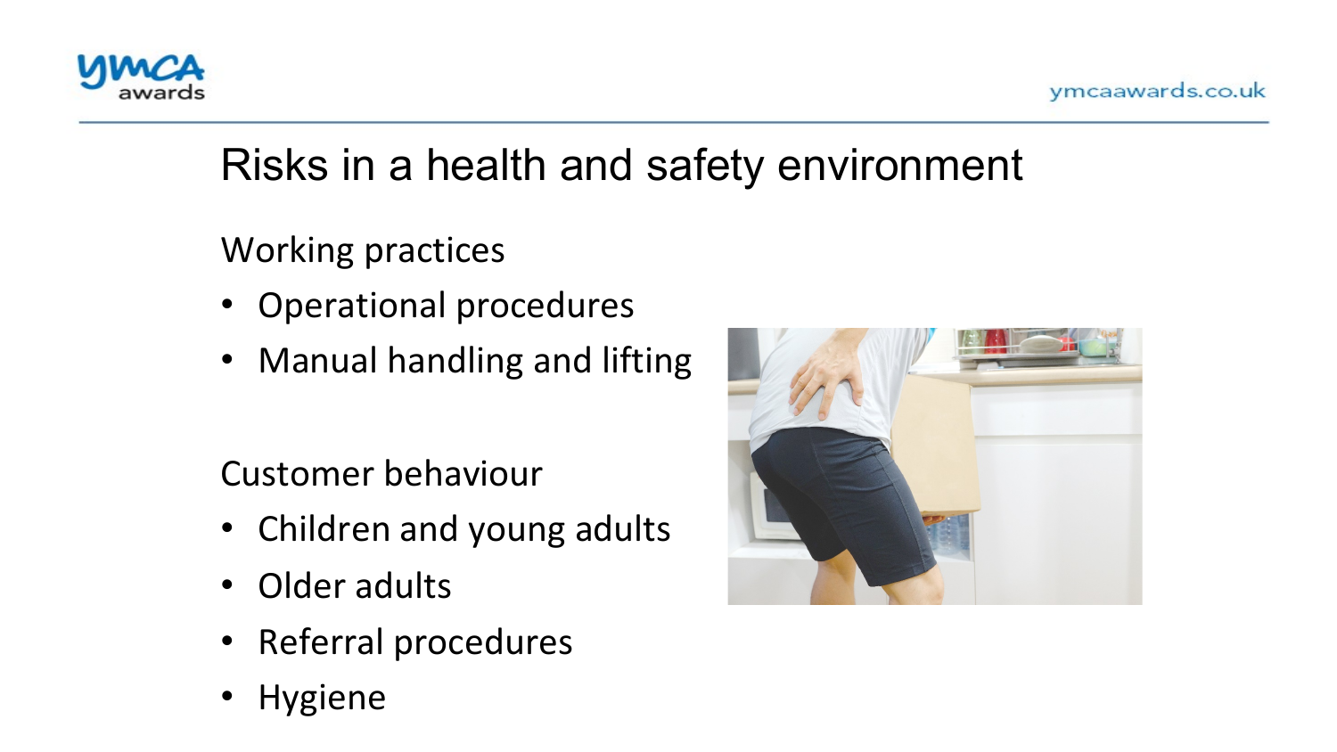# Risks in a health and safety environment

Working practices

- Operational procedures
- Manual handling and lifting

Customer behaviour

- Children and young adults
- Older adults
- Referral procedures
- Hygiene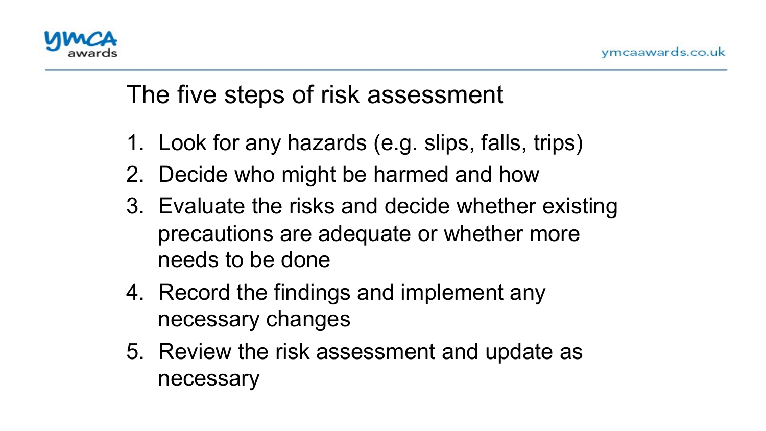# The five steps of risk assessment

1. Look for any hazards (e.g. slips, falls, trips)
2. Decide who might be harmed and how
3. Evaluate the risks and decide whether existing precautions are adequate or whether more needs to be done
4. Record the findings and implement any necessary changes
5. Review the risk assessment and update as necessary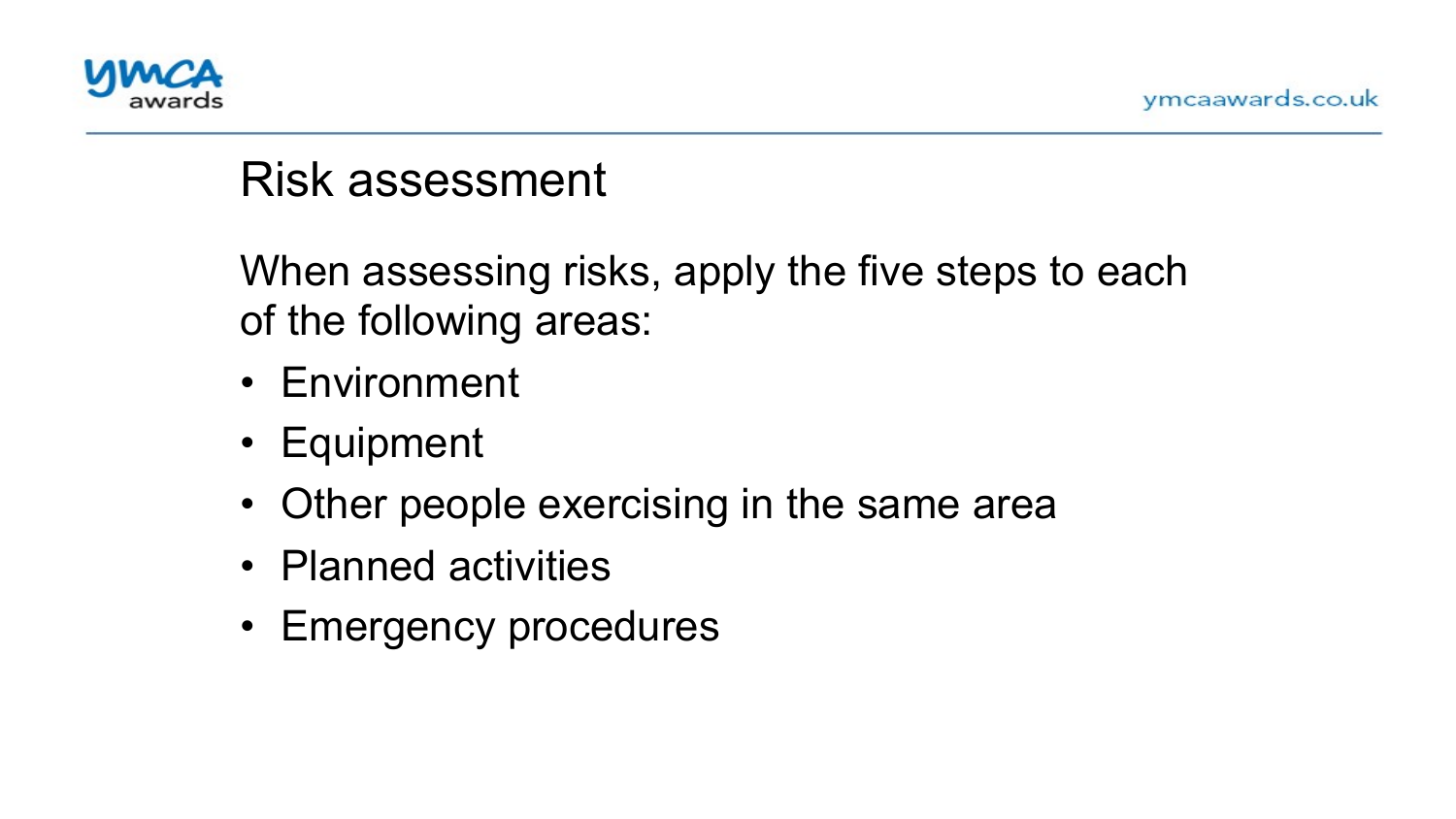# Risk assessment

When assessing risks, apply the five steps to each of the following areas:

- Environment
- Equipment
- Other people exercising in the same area
- Planned activities
- Emergency procedures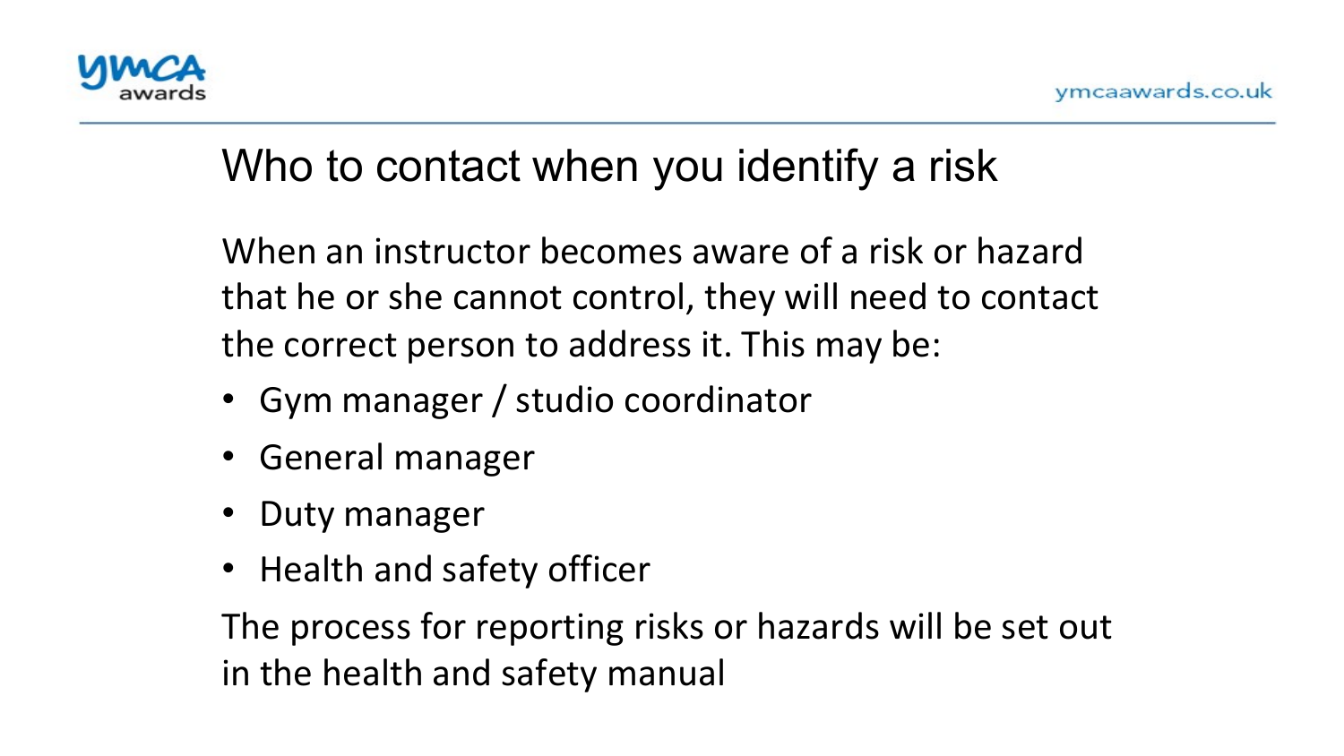# Who to contact when you identify a risk

When an instructor becomes aware of a risk or hazard that he or she cannot control, they will need to contact the correct person to address it. This may be:

- Gym manager / studio coordinator
- General manager
- Duty manager
- Health and safety officer

The process for reporting risks or hazards will be set out in the health and safety manual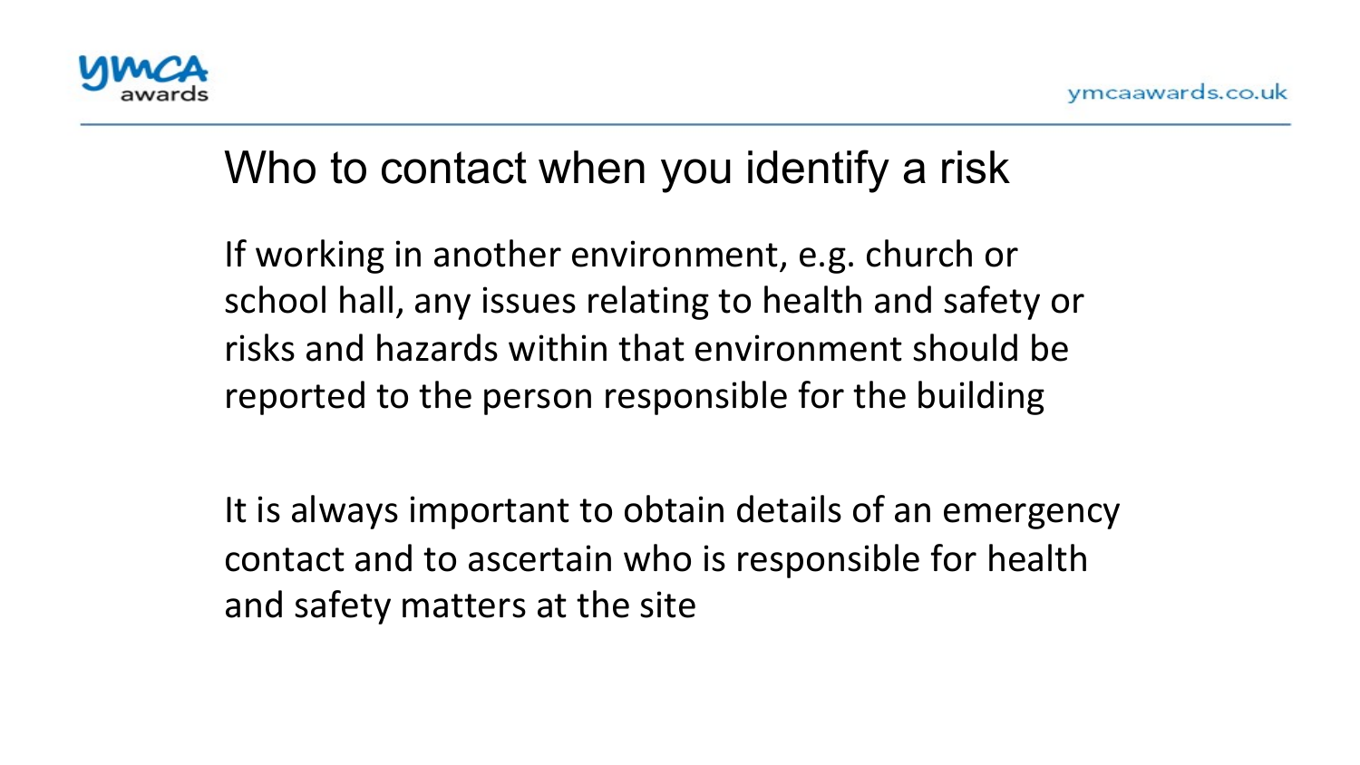# Who to contact when you identify a risk

If working in another environment, e.g. church or school hall, any issues relating to health and safety or risks and hazards within that environment should be reported to the person responsible for the building

It is always important to obtain details of an emergency contact and to ascertain who is responsible for health and safety matters at the site